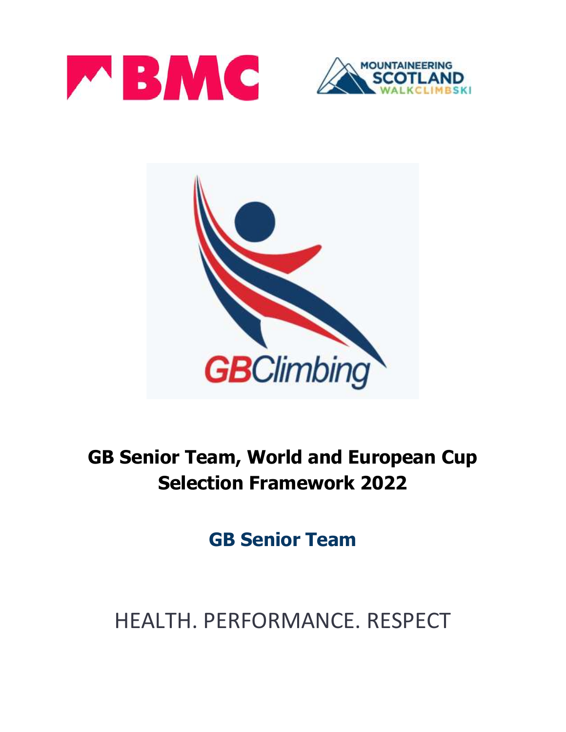# GB Senior Team, World and European Cup Selection Framework 2022

## GB Senior Team

HEALTH. PERFORMANCE. RESPECT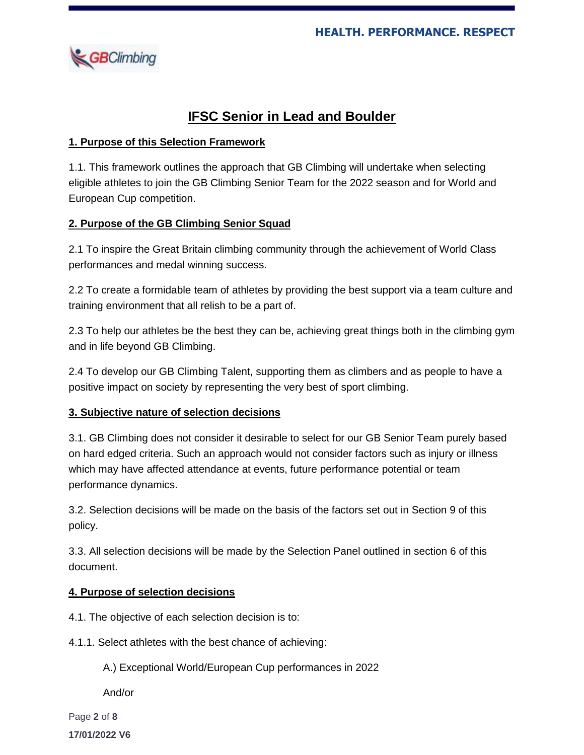# IFSC Senior in Lead and Boulder

## 1. Purpose of this Selection Framework

1.1. This framework outlines the approach that GB Climbing will undertake when selecting eligible athletes to join the GB Climbing Senior Team for the 2022 season and for World and European Cup competition.

## 2. Purpose of the GB Climbing Senior Squad

2.1 To inspire the Great Britain climbing community through the achievement of World Class performances and medal winning success.

2.2 To create a formidable team of athletes by providing the best support via a team culture and training environment that all relish to be a part of.

2.3 To help our athletes be the best they can be, achieving great things both in the climbing gym and in life beyond GB Climbing.

2.4 To develop our GB Climbing Talent, supporting them as climbers and as people to have a positive impact on society by representing the very best of sport climbing.

## 3. Subjective nature of selection decisions

3.1. GB Climbing does not consider it desirable to select for our GB Senior Team purely based on hard edged criteria. Such an approach would not consider factors such as injury or illness which may have affected attendance at events, future performance potential or team performance dynamics.

3.2. Selection decisions will be made on the basis of the factors set out in Section 9 of this policy.

3.3. All selection decisions will be made by the Selection Panel outlined in section 6 of this document.

## 4. Purpose of selection decisions

4.1. The objective of each selection decision is to:

4.1.1. Select athletes with the best chance of achieving:

A.) Exceptional World/European Cup performances in 2022

And/or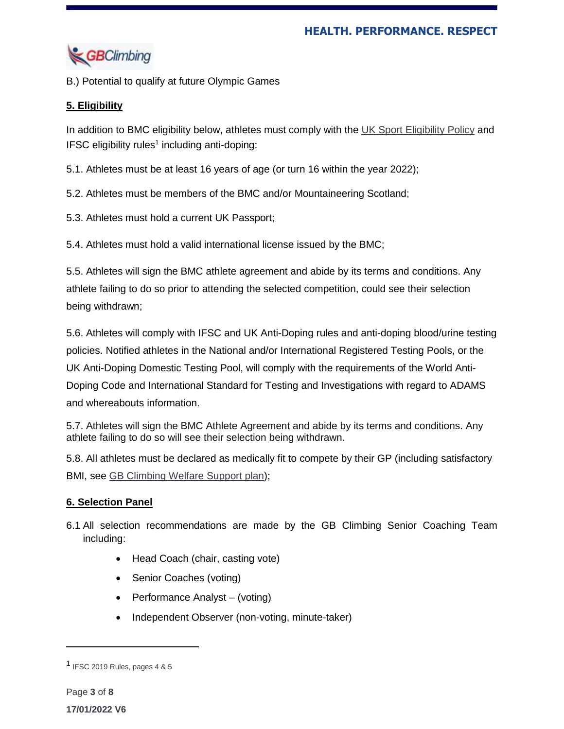B.) Potential to qualify at future Olympic Games

## 5. Eligibility

In addition to BMC eligibility below, athletes must comply with the UK Sport Eligibility Policy and IFSC eligibility rules[1] including anti-doping:

5.1. Athletes must be at least 16 years of age (or turn 16 within the year 2022);

5.2. Athletes must be members of the BMC and/or Mountaineering Scotland;

5.3. Athletes must hold a current UK Passport;

5.4. Athletes must hold a valid international license issued by the BMC;

5.5. Athletes will sign the BMC athlete agreement and abide by its terms and conditions. Any athlete failing to do so prior to attending the selected competition, could see their selection being withdrawn;

5.6. Athletes will comply with IFSC and UK Anti-Doping rules and anti-doping blood/urine testing policies. Notified athletes in the National and/or International Registered Testing Pools, or the UK Anti-Doping Domestic Testing Pool, will comply with the requirements of the World Anti-Doping Code and International Standard for Testing and Investigations with regard to ADAMS and whereabouts information.

5.7. Athletes will sign the BMC Athlete Agreement and abide by its terms and conditions. Any athlete failing to do so will see their selection being withdrawn.

5.8. All athletes must be declared as medically fit to compete by their GP (including satisfactory BMI, see GB Climbing Welfare Support plan);

## 6. Selection Panel

6.1 All selection recommendations are made by the GB Climbing Senior Coaching Team including:

- Head Coach (chair, casting vote)
- Senior Coaches (voting)
- Performance Analyst – (voting)
- Independent Observer (non-voting, minute-taker)

[1] IFSC 2019 Rules, pages 4 & 5

17/01/2022 V6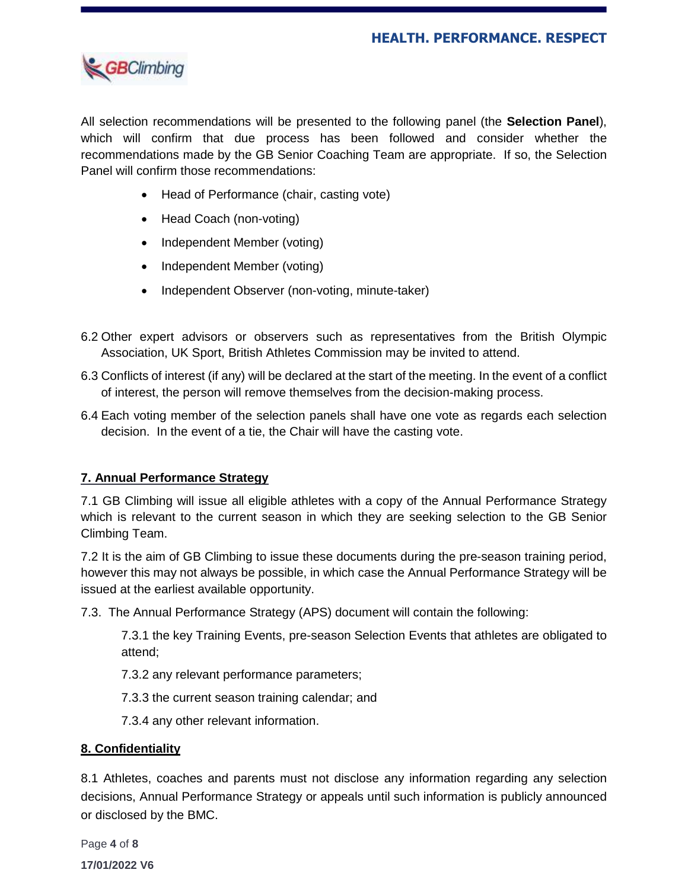All selection recommendations will be presented to the following panel (the **Selection Panel**), which will confirm that due process has been followed and consider whether the recommendations made by the GB Senior Coaching Team are appropriate. If so, the Selection Panel will confirm those recommendations:

- Head of Performance (chair, casting vote)
- Head Coach (non-voting)
- Independent Member (voting)
- Independent Member (voting)
- Independent Observer (non-voting, minute-taker)

6.2 Other expert advisors or observers such as representatives from the British Olympic Association, UK Sport, British Athletes Commission may be invited to attend.

6.3 Conflicts of interest (if any) will be declared at the start of the meeting. In the event of a conflict of interest, the person will remove themselves from the decision-making process.

6.4 Each voting member of the selection panels shall have one vote as regards each selection decision. In the event of a tie, the Chair will have the casting vote.

## 7. Annual Performance Strategy

7.1 GB Climbing will issue all eligible athletes with a copy of the Annual Performance Strategy which is relevant to the current season in which they are seeking selection to the GB Senior Climbing Team.

7.2 It is the aim of GB Climbing to issue these documents during the pre-season training period, however this may not always be possible, in which case the Annual Performance Strategy will be issued at the earliest available opportunity.

7.3. The Annual Performance Strategy (APS) document will contain the following:

7.3.1 the key Training Events, pre-season Selection Events that athletes are obligated to attend;

7.3.2 any relevant performance parameters;

7.3.3 the current season training calendar; and

7.3.4 any other relevant information.

## 8. Confidentiality

8.1 Athletes, coaches and parents must not disclose any information regarding any selection decisions, Annual Performance Strategy or appeals until such information is publicly announced or disclosed by the BMC.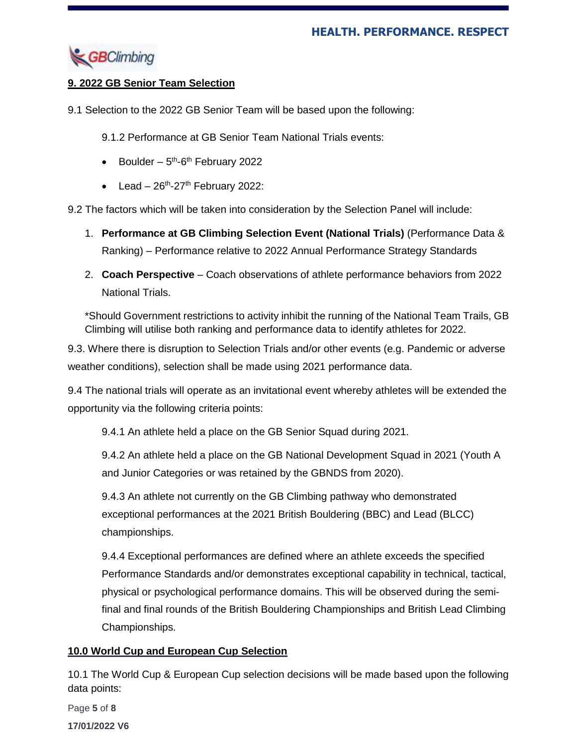## 9. 2022 GB Senior Team Selection

9.1 Selection to the 2022 GB Senior Team will be based upon the following:

9.1.2 Performance at GB Senior Team National Trials events:

- Boulder – 5th-6th February 2022
- Lead – 26th-27th February 2022:

9.2 The factors which will be taken into consideration by the Selection Panel will include:

1. **Performance at GB Climbing Selection Event (National Trials)** (Performance Data & Ranking) – Performance relative to 2022 Annual Performance Strategy Standards
2. **Coach Perspective** – Coach observations of athlete performance behaviors from 2022 National Trials.

*Should Government restrictions to activity inhibit the running of the National Team Trails, GB Climbing will utilise both ranking and performance data to identify athletes for 2022.

9.3. Where there is disruption to Selection Trials and/or other events (e.g. Pandemic or adverse weather conditions), selection shall be made using 2021 performance data.

9.4 The national trials will operate as an invitational event whereby athletes will be extended the opportunity via the following criteria points:

9.4.1 An athlete held a place on the GB Senior Squad during 2021.

9.4.2 An athlete held a place on the GB National Development Squad in 2021 (Youth A and Junior Categories or was retained by the GBNDS from 2020).

9.4.3 An athlete not currently on the GB Climbing pathway who demonstrated exceptional performances at the 2021 British Bouldering (BBC) and Lead (BLCC) championships.

9.4.4 Exceptional performances are defined where an athlete exceeds the specified Performance Standards and/or demonstrates exceptional capability in technical, tactical, physical or psychological performance domains. This will be observed during the semi-final and final rounds of the British Bouldering Championships and British Lead Climbing Championships.

## 10.0 World Cup and European Cup Selection

10.1 The World Cup & European Cup selection decisions will be made based upon the following data points: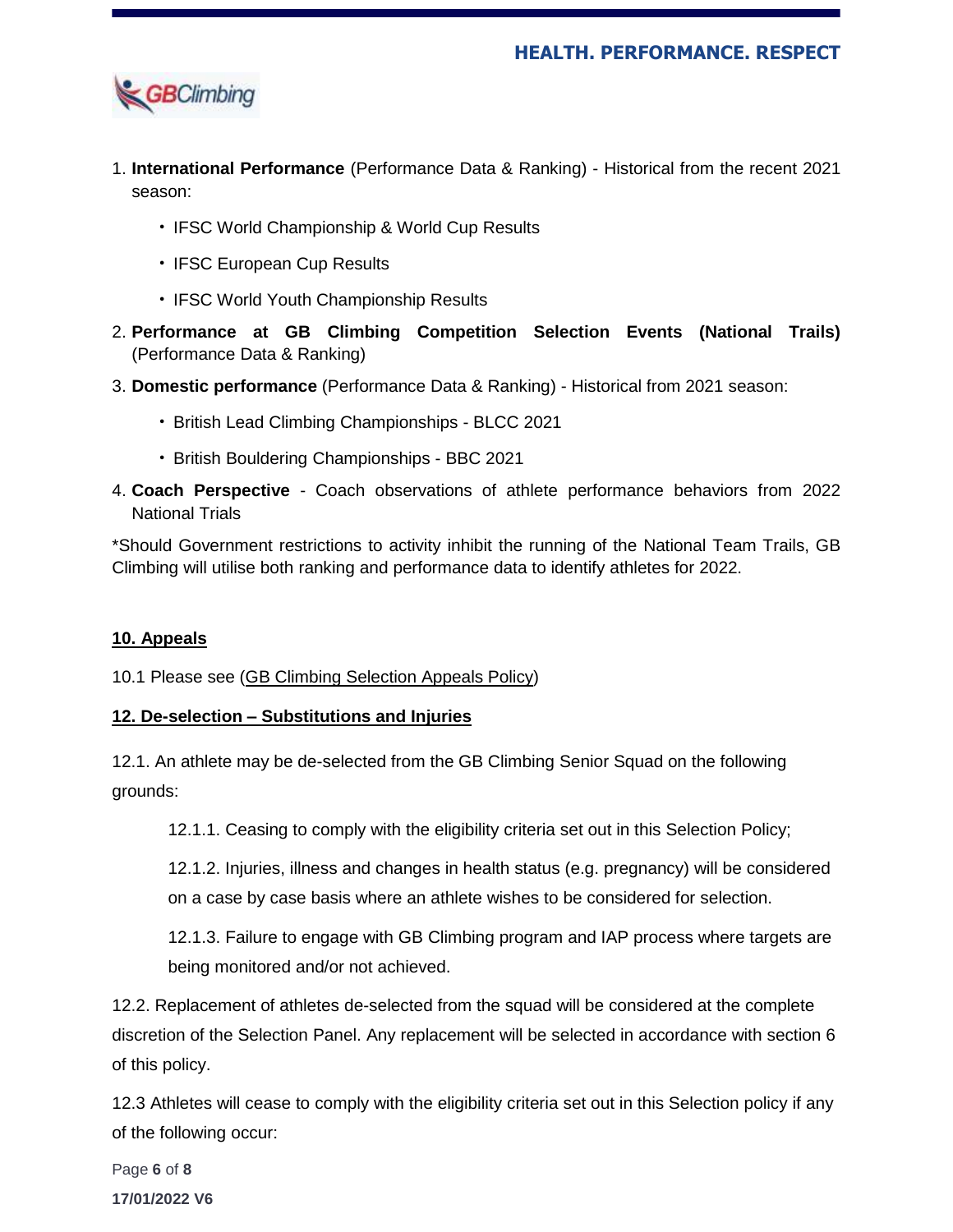1. **International Performance** (Performance Data & Ranking) - Historical from the recent 2021 season:
    - IFSC World Championship & World Cup Results
    - IFSC European Cup Results
    - IFSC World Youth Championship Results
2. **Performance at GB Climbing Competition Selection Events (National Trails)** (Performance Data & Ranking)
3. **Domestic performance** (Performance Data & Ranking) - Historical from 2021 season:
    - British Lead Climbing Championships - BLCC 2021
    - British Bouldering Championships - BBC 2021
4. **Coach Perspective** - Coach observations of athlete performance behaviors from 2022 National Trials

*Should Government restrictions to activity inhibit the running of the National Team Trails, GB Climbing will utilise both ranking and performance data to identify athletes for 2022.

## 10. Appeals

10.1 Please see (GB Climbing Selection Appeals Policy)

## 12. De-selection – Substitutions and Injuries

12.1. An athlete may be de-selected from the GB Climbing Senior Squad on the following grounds:

> 12.1.1. Ceasing to comply with the eligibility criteria set out in this Selection Policy;
>
> 12.1.2. Injuries, illness and changes in health status (e.g. pregnancy) will be considered on a case by case basis where an athlete wishes to be considered for selection.
>
> 12.1.3. Failure to engage with GB Climbing program and IAP process where targets are being monitored and/or not achieved.

12.2. Replacement of athletes de-selected from the squad will be considered at the complete discretion of the Selection Panel. Any replacement will be selected in accordance with section 6 of this policy.

12.3 Athletes will cease to comply with the eligibility criteria set out in this Selection policy if any of the following occur: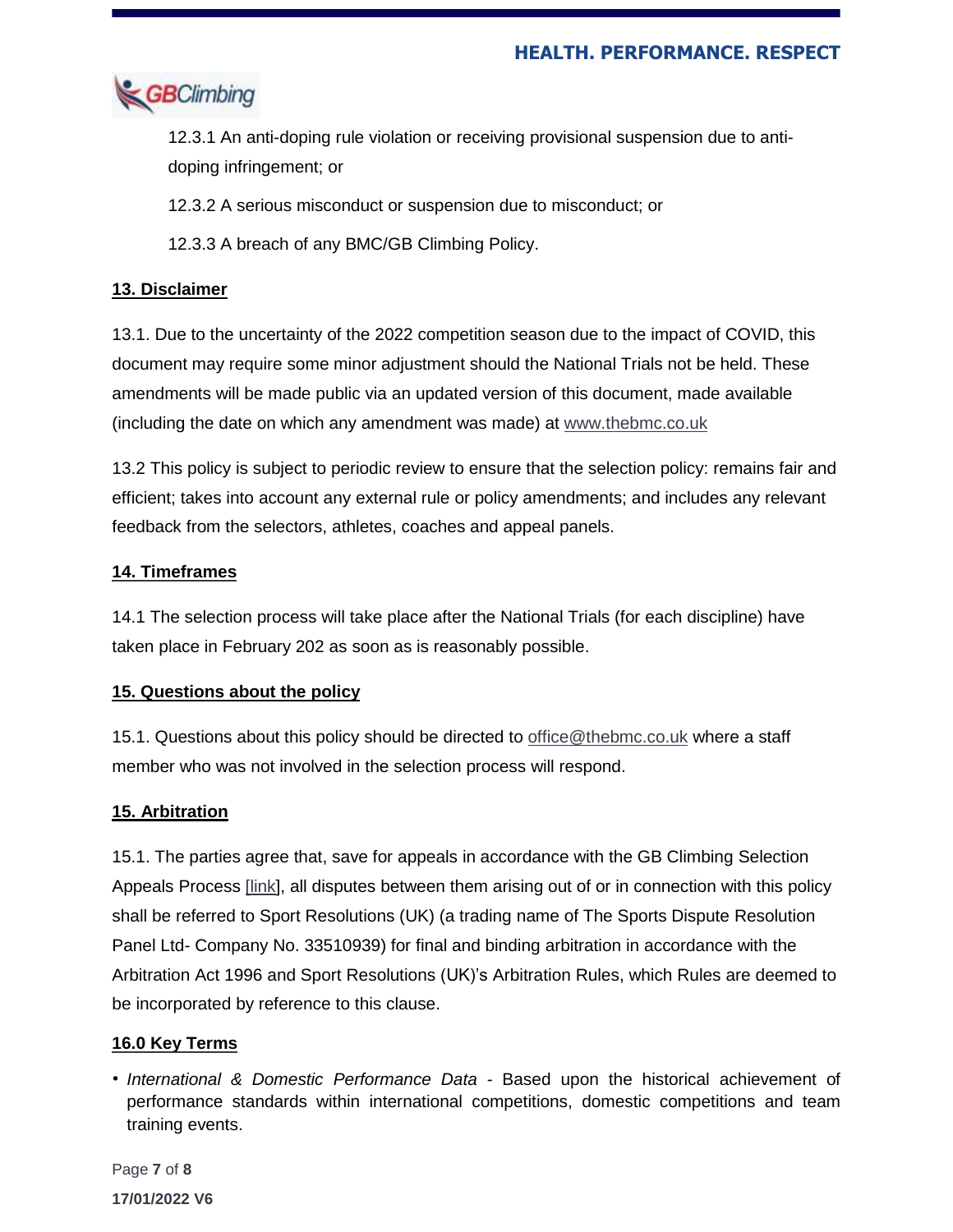12.3.1 An anti-doping rule violation or receiving provisional suspension due to anti-doping infringement; or

12.3.2 A serious misconduct or suspension due to misconduct; or

12.3.3 A breach of any BMC/GB Climbing Policy.

## 13. Disclaimer

13.1. Due to the uncertainty of the 2022 competition season due to the impact of COVID, this document may require some minor adjustment should the National Trials not be held. These amendments will be made public via an updated version of this document, made available (including the date on which any amendment was made) at www.thebmc.co.uk

13.2 This policy is subject to periodic review to ensure that the selection policy: remains fair and efficient; takes into account any external rule or policy amendments; and includes any relevant feedback from the selectors, athletes, coaches and appeal panels.

## 14. Timeframes

14.1 The selection process will take place after the National Trials (for each discipline) have taken place in February 202 as soon as is reasonably possible.

## 15. Questions about the policy

15.1. Questions about this policy should be directed to office@thebmc.co.uk where a staff member who was not involved in the selection process will respond.

## 15. Arbitration

15.1. The parties agree that, save for appeals in accordance with the GB Climbing Selection Appeals Process [link], all disputes between them arising out of or in connection with this policy shall be referred to Sport Resolutions (UK) (a trading name of The Sports Dispute Resolution Panel Ltd- Company No. 33510939) for final and binding arbitration in accordance with the Arbitration Act 1996 and Sport Resolutions (UK)'s Arbitration Rules, which Rules are deemed to be incorporated by reference to this clause.

## 16.0 Key Terms

- *International & Domestic Performance Data* - Based upon the historical achievement of performance standards within international competitions, domestic competitions and team training events.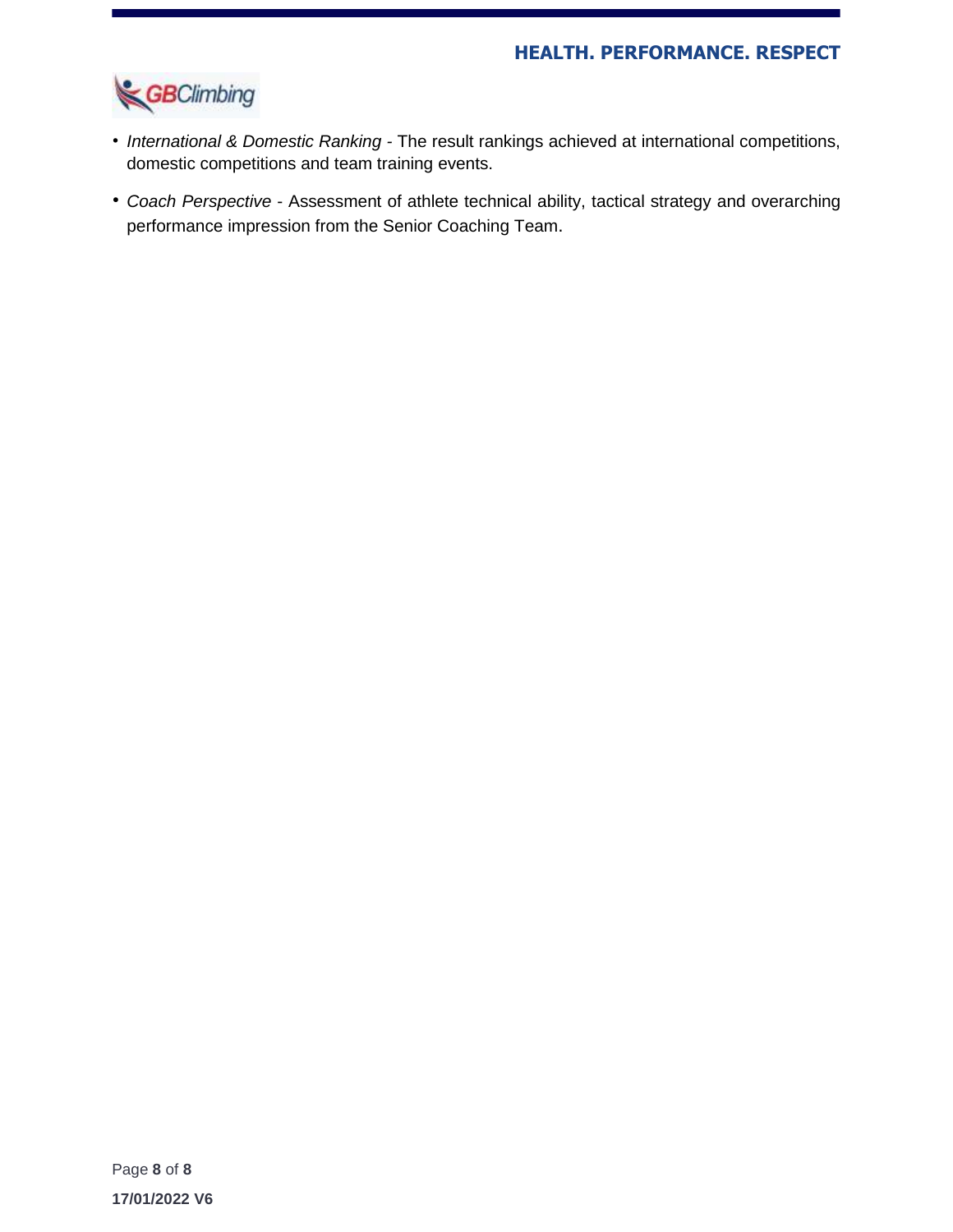- *International & Domestic Ranking* - The result rankings achieved at international competitions, domestic competitions and team training events.
- *Coach Perspective* - Assessment of athlete technical ability, tactical strategy and overarching performance impression from the Senior Coaching Team.